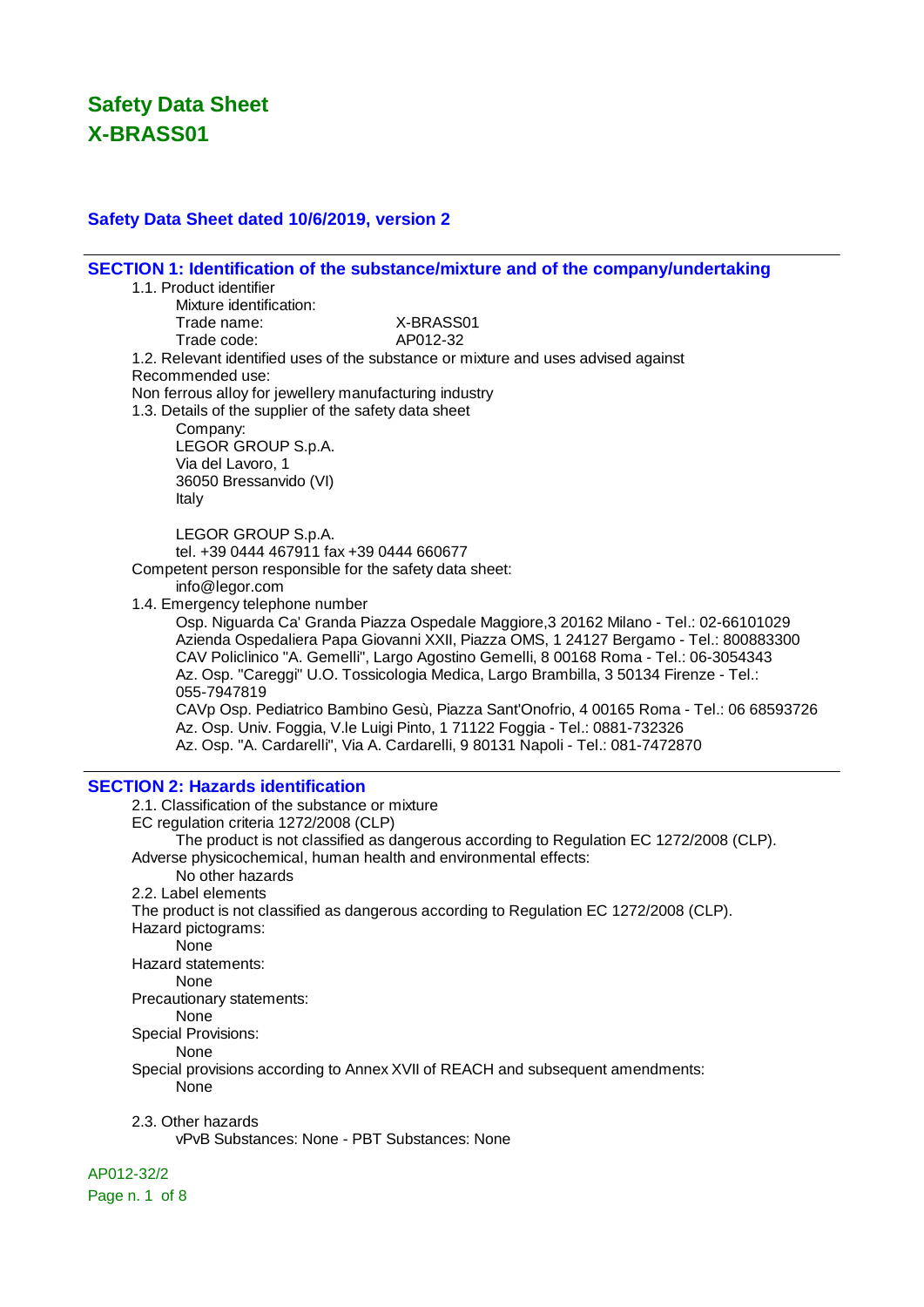# Safety Data Sheet
# X-BRASS01

## Safety Data Sheet dated 10/6/2019, version 2

## SECTION 1: Identification of the substance/mixture and of the company/undertaking

1.1. Product identifier

Mixture identification:

Trade name: X-BRASS01

Trade code: AP012-32

1.2. Relevant identified uses of the substance or mixture and uses advised against

Recommended use:

Non ferrous alloy for jewellery manufacturing industry

1.3. Details of the supplier of the safety data sheet

Company:

LEGOR GROUP S.p.A.
Via del Lavoro, 1
36050 Bressanvido (VI)
Italy

LEGOR GROUP S.p.A.
tel. +39 0444 467911 fax +39 0444 660677

Competent person responsible for the safety data sheet:

info@legor.com

1.4. Emergency telephone number

Osp. Niguarda Ca' Granda Piazza Ospedale Maggiore,3 20162 Milano - Tel.: 02-66101029
Azienda Ospedaliera Papa Giovanni XXII, Piazza OMS, 1 24127 Bergamo - Tel.: 800883300
CAV Policlinico "A. Gemelli", Largo Agostino Gemelli, 8 00168 Roma - Tel.: 06-3054343
Az. Osp. "Careggi" U.O. Tossicologia Medica, Largo Brambilla, 3 50134 Firenze - Tel.: 055-7947819
CAVp Osp. Pediatrico Bambino Gesù, Piazza Sant'Onofrio, 4 00165 Roma - Tel.: 06 68593726
Az. Osp. Univ. Foggia, V.le Luigi Pinto, 1 71122 Foggia - Tel.: 0881-732326
Az. Osp. "A. Cardarelli", Via A. Cardarelli, 9 80131 Napoli - Tel.: 081-7472870

## SECTION 2: Hazards identification

2.1. Classification of the substance or mixture

EC regulation criteria 1272/2008 (CLP)

The product is not classified as dangerous according to Regulation EC 1272/2008 (CLP).

Adverse physicochemical, human health and environmental effects:

No other hazards

2.2. Label elements

The product is not classified as dangerous according to Regulation EC 1272/2008 (CLP).

Hazard pictograms:

None

Hazard statements:

None

Precautionary statements:

None

Special Provisions:

None

Special provisions according to Annex XVII of REACH and subsequent amendments:

None

2.3. Other hazards

vPvB Substances: None - PBT Substances: None

AP012-32/2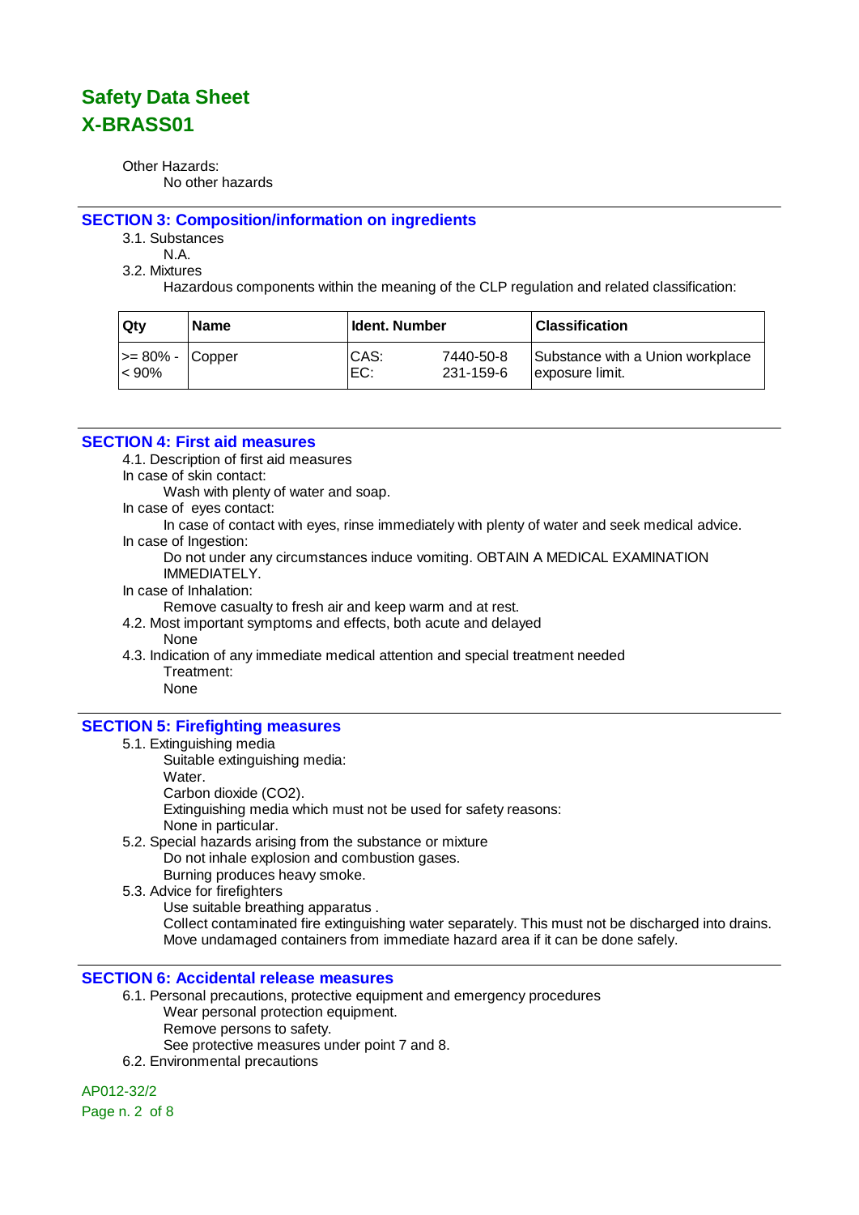Other Hazards:

No other hazards

## SECTION 3: Composition/information on ingredients

3.1. Substances

N.A.

3.2. Mixtures

Hazardous components within the meaning of the CLP regulation and related classification:

| Qty | Name | Ident. Number | | Classification |
|---|---|---|---|---|
| >= 80% - < 90% | Copper | CAS:<br>EC: | 7440-50-8<br>231-159-6 | Substance with a Union workplace exposure limit. |

## SECTION 4: First aid measures

4.1. Description of first aid measures

In case of skin contact:

Wash with plenty of water and soap.

In case of eyes contact:

In case of contact with eyes, rinse immediately with plenty of water and seek medical advice.

In case of Ingestion:

Do not under any circumstances induce vomiting. OBTAIN A MEDICAL EXAMINATION IMMEDIATELY.

In case of Inhalation:

Remove casualty to fresh air and keep warm and at rest.

4.2. Most important symptoms and effects, both acute and delayed

None

4.3. Indication of any immediate medical attention and special treatment needed

Treatment:

None

## SECTION 5: Firefighting measures

5.1. Extinguishing media

Suitable extinguishing media:

Water.

Carbon dioxide ($CO_2$).

Extinguishing media which must not be used for safety reasons:

None in particular.

5.2. Special hazards arising from the substance or mixture

Do not inhale explosion and combustion gases.

Burning produces heavy smoke.

5.3. Advice for firefighters

Use suitable breathing apparatus .

Collect contaminated fire extinguishing water separately. This must not be discharged into drains.

Move undamaged containers from immediate hazard area if it can be done safely.

## SECTION 6: Accidental release measures

6.1. Personal precautions, protective equipment and emergency procedures

Wear personal protection equipment.

Remove persons to safety.

See protective measures under point 7 and 8.

6.2. Environmental precautions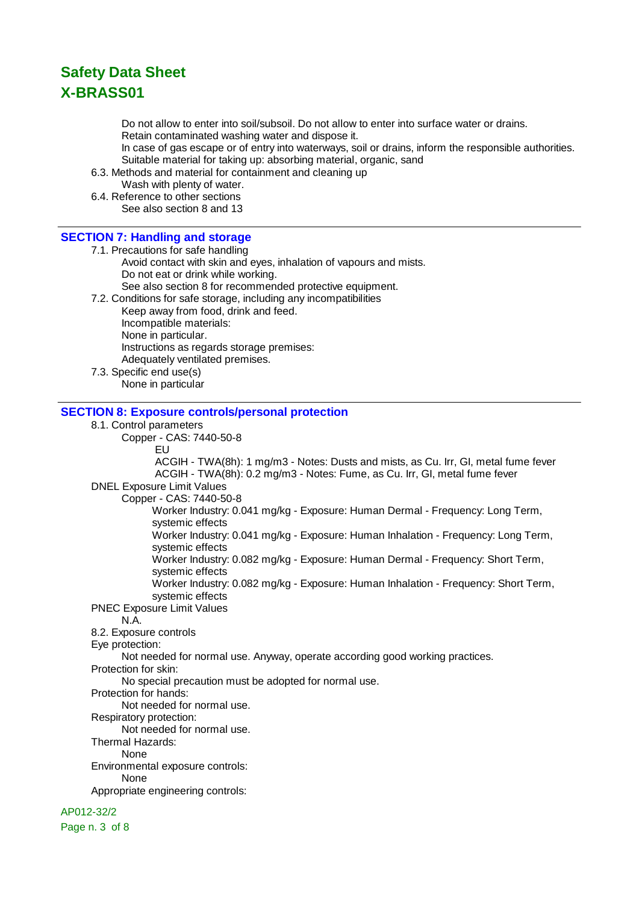Do not allow to enter into soil/subsoil. Do not allow to enter into surface water or drains.
Retain contaminated washing water and dispose it.
In case of gas escape or of entry into waterways, soil or drains, inform the responsible authorities.
Suitable material for taking up: absorbing material, organic, sand

6.3. Methods and material for containment and cleaning up

Wash with plenty of water.

6.4. Reference to other sections

See also section 8 and 13

## SECTION 7: Handling and storage

7.1. Precautions for safe handling

Avoid contact with skin and eyes, inhalation of vapours and mists.
Do not eat or drink while working.
See also section 8 for recommended protective equipment.

7.2. Conditions for safe storage, including any incompatibilities

Keep away from food, drink and feed.
Incompatible materials:
None in particular.
Instructions as regards storage premises:
Adequately ventilated premises.

7.3. Specific end use(s)

None in particular

## SECTION 8: Exposure controls/personal protection

8.1. Control parameters

Copper - CAS: 7440-50-8

EU

ACGIH - TWA(8h): 1 mg/m3 - Notes: Dusts and mists, as Cu. Irr, GI, metal fume fever
ACGIH - TWA(8h): 0.2 mg/m3 - Notes: Fume, as Cu. Irr, GI, metal fume fever

DNEL Exposure Limit Values

Copper - CAS: 7440-50-8

Worker Industry: 0.041 mg/kg - Exposure: Human Dermal - Frequency: Long Term, systemic effects
Worker Industry: 0.041 mg/kg - Exposure: Human Inhalation - Frequency: Long Term, systemic effects
Worker Industry: 0.082 mg/kg - Exposure: Human Dermal - Frequency: Short Term, systemic effects
Worker Industry: 0.082 mg/kg - Exposure: Human Inhalation - Frequency: Short Term, systemic effects

PNEC Exposure Limit Values

N.A.

8.2. Exposure controls

Eye protection:

Not needed for normal use. Anyway, operate according good working practices.

Protection for skin:

No special precaution must be adopted for normal use.

Protection for hands:

Not needed for normal use.

Respiratory protection:

Not needed for normal use.

Thermal Hazards:

None

Environmental exposure controls:

None

Appropriate engineering controls: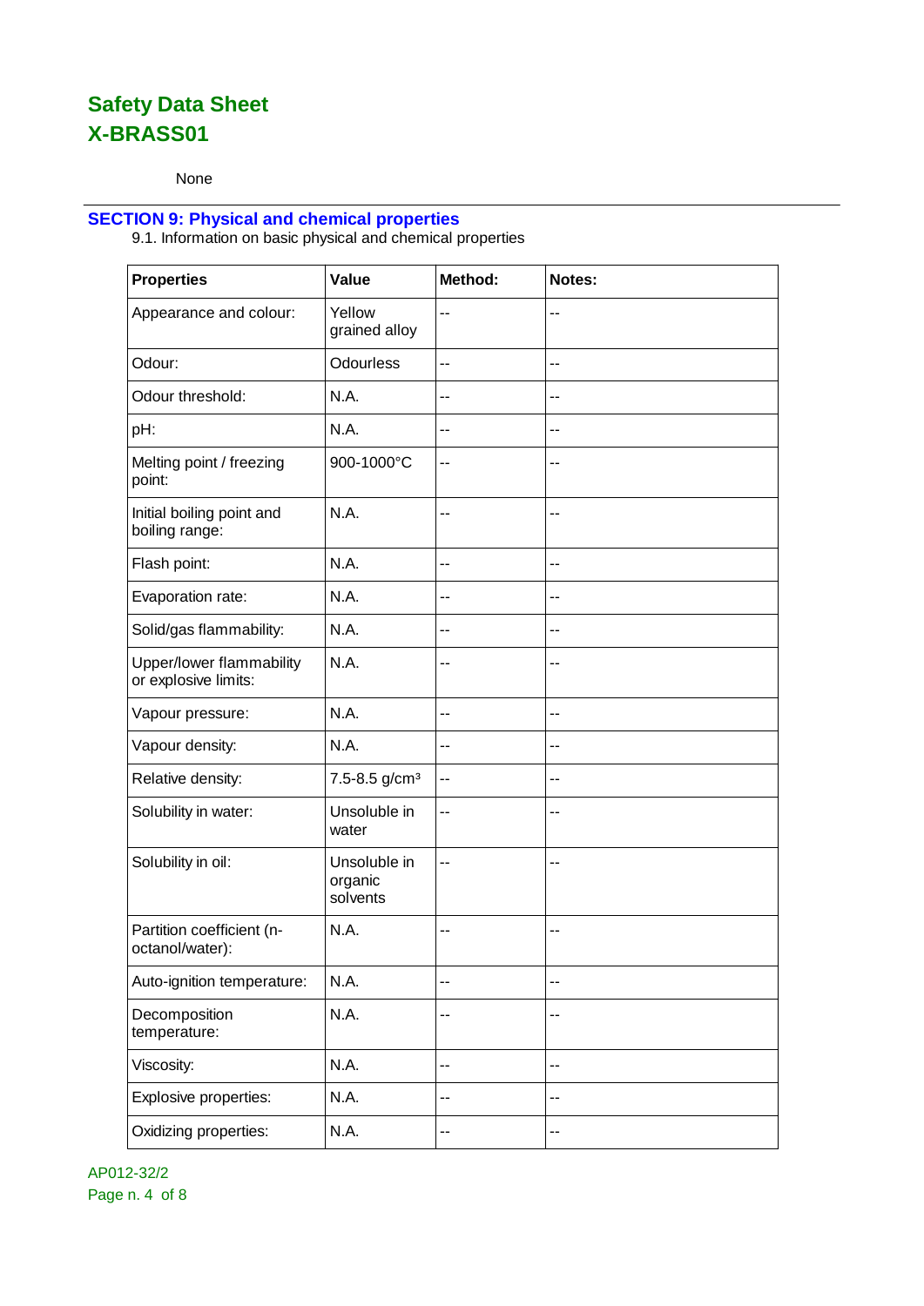None

## SECTION 9: Physical and chemical properties

9.1. Information on basic physical and chemical properties

| Properties | Value | Method: | Notes: |
|---|---|---|---|
| Appearance and colour: | Yellow grained alloy | -- | -- |
| Odour: | Odourless | -- | -- |
| Odour threshold: | N.A. | -- | -- |
| pH: | N.A. | -- | -- |
| Melting point / freezing point: | 900-1000°C | -- | -- |
| Initial boiling point and boiling range: | N.A. | -- | -- |
| Flash point: | N.A. | -- | -- |
| Evaporation rate: | N.A. | -- | -- |
| Solid/gas flammability: | N.A. | -- | -- |
| Upper/lower flammability or explosive limits: | N.A. | -- | -- |
| Vapour pressure: | N.A. | -- | -- |
| Vapour density: | N.A. | -- | -- |
| Relative density: | 7.5-8.5 $g/cm^3$ | -- | -- |
| Solubility in water: | Unsoluble in water | -- | -- |
| Solubility in oil: | Unsoluble in organic solvents | -- | -- |
| Partition coefficient (n-octanol/water): | N.A. | -- | -- |
| Auto-ignition temperature: | N.A. | -- | -- |
| Decomposition temperature: | N.A. | -- | -- |
| Viscosity: | N.A. | -- | -- |
| Explosive properties: | N.A. | -- | -- |
| Oxidizing properties: | N.A. | -- | -- |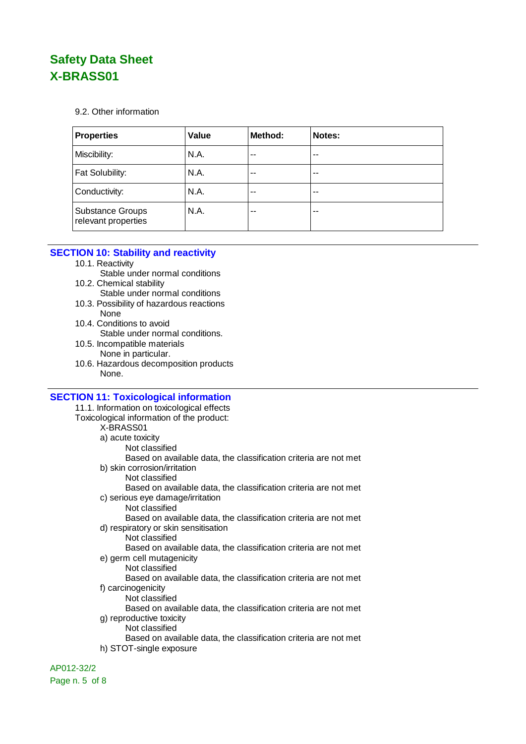9.2. Other information

| Properties | Value | Method: | Notes: |
|---|---|---|---|
| Miscibility: | N.A. | -- | -- |
| Fat Solubility: | N.A. | -- | -- |
| Conductivity: | N.A. | -- | -- |
| Substance Groups relevant properties | N.A. | -- | -- |

## SECTION 10: Stability and reactivity

10.1. Reactivity

Stable under normal conditions

10.2. Chemical stability

Stable under normal conditions

10.3. Possibility of hazardous reactions

None

10.4. Conditions to avoid

Stable under normal conditions.

10.5. Incompatible materials

None in particular.

10.6. Hazardous decomposition products

None.

## SECTION 11: Toxicological information

11.1. Information on toxicological effects

Toxicological information of the product:

X-BRASS01

a) acute toxicity

Not classified

Based on available data, the classification criteria are not met

b) skin corrosion/irritation

Not classified

Based on available data, the classification criteria are not met

c) serious eye damage/irritation

Not classified

Based on available data, the classification criteria are not met

d) respiratory or skin sensitisation

Not classified

Based on available data, the classification criteria are not met

e) germ cell mutagenicity

Not classified

Based on available data, the classification criteria are not met

f) carcinogenicity

Not classified

Based on available data, the classification criteria are not met

g) reproductive toxicity

Not classified

Based on available data, the classification criteria are not met

h) STOT-single exposure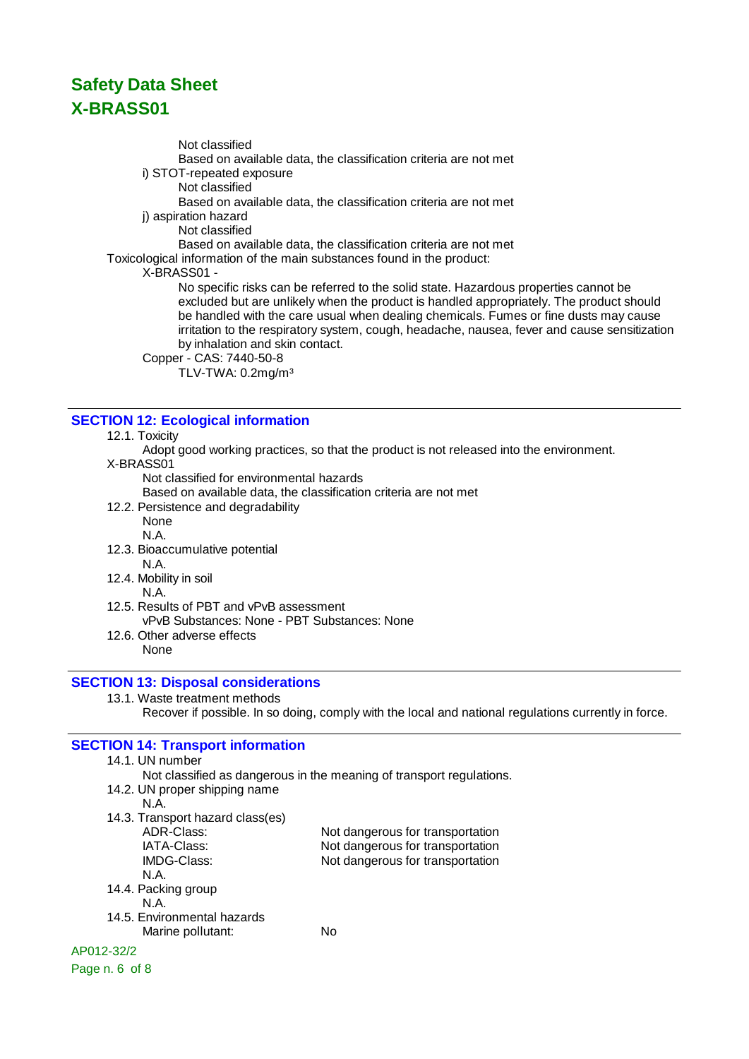Not classified

Based on available data, the classification criteria are not met

i) STOT-repeated exposure

Not classified

Based on available data, the classification criteria are not met

j) aspiration hazard

Not classified

Based on available data, the classification criteria are not met

Toxicological information of the main substances found in the product:

X-BRASS01 -

No specific risks can be referred to the solid state. Hazardous properties cannot be excluded but are unlikely when the product is handled appropriately. The product should be handled with the care usual when dealing chemicals. Fumes or fine dusts may cause irritation to the respiratory system, cough, headache, nausea, fever and cause sensitization by inhalation and skin contact.

Copper - CAS: 7440-50-8

TLV-TWA: 0.2mg/m³

## SECTION 12: Ecological information

12.1. Toxicity

Adopt good working practices, so that the product is not released into the environment.

X-BRASS01

Not classified for environmental hazards

Based on available data, the classification criteria are not met

12.2. Persistence and degradability

None

N.A.

12.3. Bioaccumulative potential

N.A.

12.4. Mobility in soil

N.A.

12.5. Results of PBT and vPvB assessment

vPvB Substances: None - PBT Substances: None

12.6. Other adverse effects

None

## SECTION 13: Disposal considerations

13.1. Waste treatment methods

Recover if possible. In so doing, comply with the local and national regulations currently in force.

## SECTION 14: Transport information

14.1. UN number

Not classified as dangerous in the meaning of transport regulations.

14.2. UN proper shipping name

N.A.

14.3. Transport hazard class(es)

| | |
|---|---|
| ADR-Class: | Not dangerous for transportation |
| IATA-Class: | Not dangerous for transportation |
| IMDG-Class: | Not dangerous for transportation |

N.A.

14.4. Packing group

N.A.

14.5. Environmental hazards

Marine pollutant: No

AP012-32/2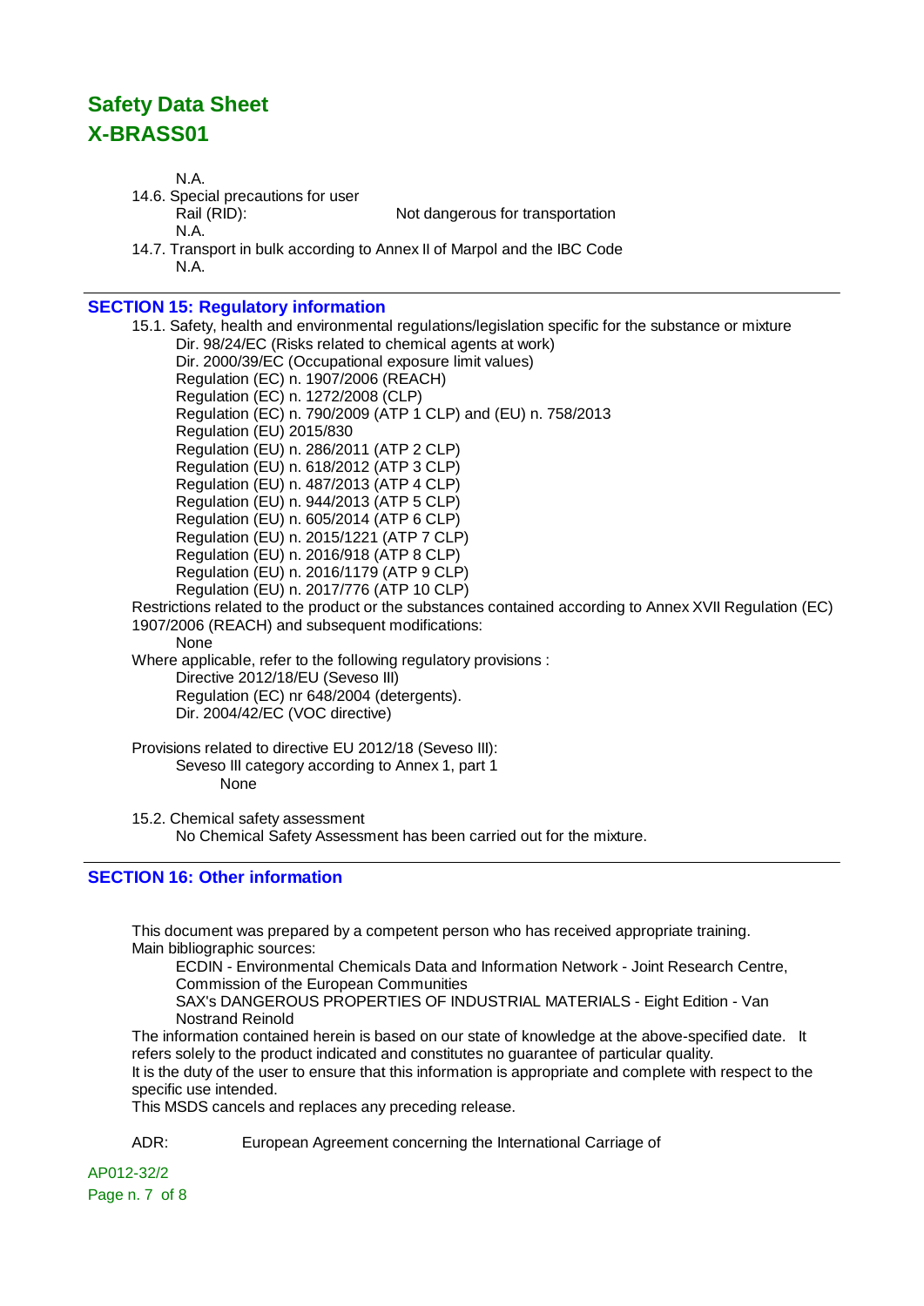N.A.

14.6. Special precautions for user

Rail (RID): Not dangerous for transportation

N.A.

14.7. Transport in bulk according to Annex II of Marpol and the IBC Code

N.A.

## SECTION 15: Regulatory information

15.1. Safety, health and environmental regulations/legislation specific for the substance or mixture

- Dir. 98/24/EC (Risks related to chemical agents at work)
- Dir. 2000/39/EC (Occupational exposure limit values)
- Regulation (EC) n. 1907/2006 (REACH)
- Regulation (EC) n. 1272/2008 (CLP)
- Regulation (EC) n. 790/2009 (ATP 1 CLP) and (EU) n. 758/2013
- Regulation (EU) 2015/830
- Regulation (EU) n. 286/2011 (ATP 2 CLP)
- Regulation (EU) n. 618/2012 (ATP 3 CLP)
- Regulation (EU) n. 487/2013 (ATP 4 CLP)
- Regulation (EU) n. 944/2013 (ATP 5 CLP)
- Regulation (EU) n. 605/2014 (ATP 6 CLP)
- Regulation (EU) n. 2015/1221 (ATP 7 CLP)
- Regulation (EU) n. 2016/918 (ATP 8 CLP)
- Regulation (EU) n. 2016/1179 (ATP 9 CLP)
- Regulation (EU) n. 2017/776 (ATP 10 CLP)

Restrictions related to the product or the substances contained according to Annex XVII Regulation (EC) 1907/2006 (REACH) and subsequent modifications:

None

Where applicable, refer to the following regulatory provisions :

- Directive 2012/18/EU (Seveso III)
- Regulation (EC) nr 648/2004 (detergents).
- Dir. 2004/42/EC (VOC directive)

Provisions related to directive EU 2012/18 (Seveso III):

Seveso III category according to Annex 1, part 1

None

15.2. Chemical safety assessment

No Chemical Safety Assessment has been carried out for the mixture.

## SECTION 16: Other information

This document was prepared by a competent person who has received appropriate training.

Main bibliographic sources:

- ECDIN - Environmental Chemicals Data and Information Network - Joint Research Centre, Commission of the European Communities
- SAX's DANGEROUS PROPERTIES OF INDUSTRIAL MATERIALS - Eight Edition - Van Nostrand Reinold

The information contained herein is based on our state of knowledge at the above-specified date. It refers solely to the product indicated and constitutes no guarantee of particular quality.

It is the duty of the user to ensure that this information is appropriate and complete with respect to the specific use intended.

This MSDS cancels and replaces any preceding release.

ADR: European Agreement concerning the International Carriage of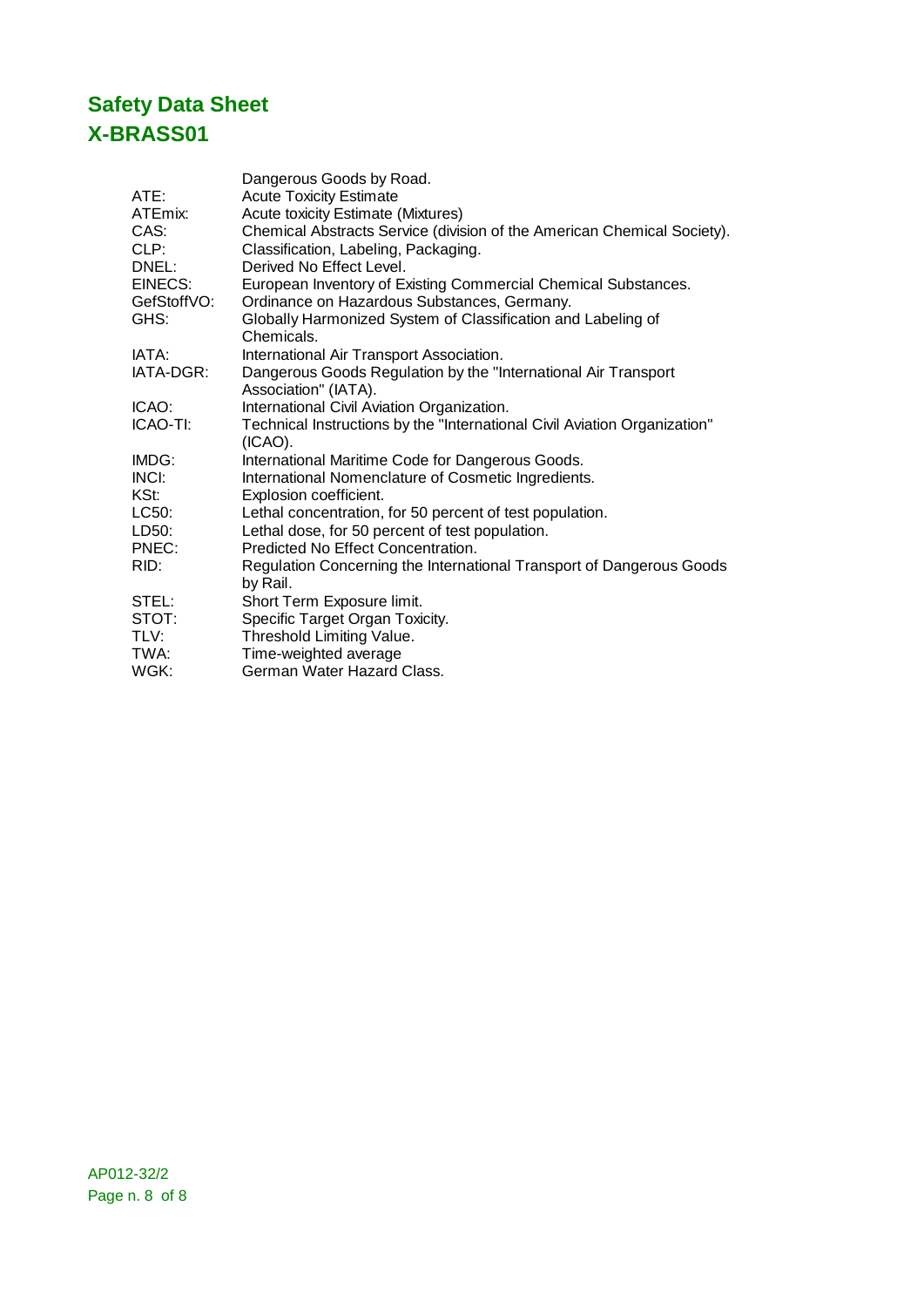Dangerous Goods by Road.

| | |
|---|---|
| ATE: | Acute Toxicity Estimate |
| ATEmix: | Acute toxicity Estimate (Mixtures) |
| CAS: | Chemical Abstracts Service (division of the American Chemical Society). |
| CLP: | Classification, Labeling, Packaging. |
| DNEL: | Derived No Effect Level. |
| EINECS: | European Inventory of Existing Commercial Chemical Substances. |
| GefStoffVO: | Ordinance on Hazardous Substances, Germany. |
| GHS: | Globally Harmonized System of Classification and Labeling of Chemicals. |
| IATA: | International Air Transport Association. |
| IATA-DGR: | Dangerous Goods Regulation by the "International Air Transport Association" (IATA). |
| ICAO: | International Civil Aviation Organization. |
| ICAO-TI: | Technical Instructions by the "International Civil Aviation Organization" (ICAO). |
| IMDG: | International Maritime Code for Dangerous Goods. |
| INCI: | International Nomenclature of Cosmetic Ingredients. |
| KSt: | Explosion coefficient. |
| LC50: | Lethal concentration, for 50 percent of test population. |
| LD50: | Lethal dose, for 50 percent of test population. |
| PNEC: | Predicted No Effect Concentration. |
| RID: | Regulation Concerning the International Transport of Dangerous Goods by Rail. |
| STEL: | Short Term Exposure limit. |
| STOT: | Specific Target Organ Toxicity. |
| TLV: | Threshold Limiting Value. |
| TWA: | Time-weighted average |
| WGK: | German Water Hazard Class. |

AP012-32/2